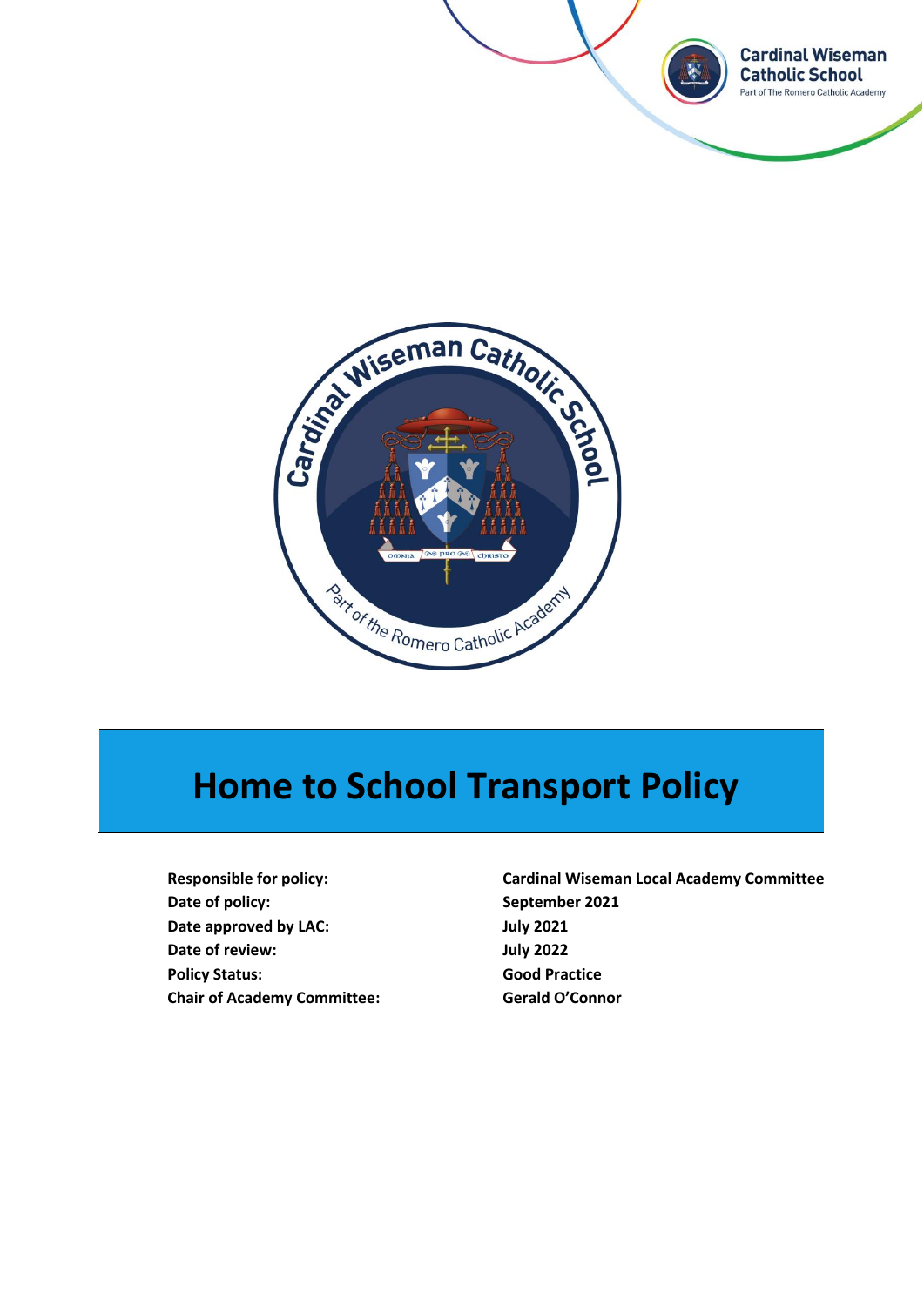# Home to School Transport Policy

| | |
|---|---|
| **Responsible for policy:** | **Cardinal Wiseman Local Academy Committee** |
| **Date of policy:** | **September 2021** |
| **Date approved by LAC:** | **July 2021** |
| **Date of review:** | **July 2022** |
| **Policy Status:** | **Good Practice** |
| **Chair of Academy Committee:** | **Gerald O'Connor** |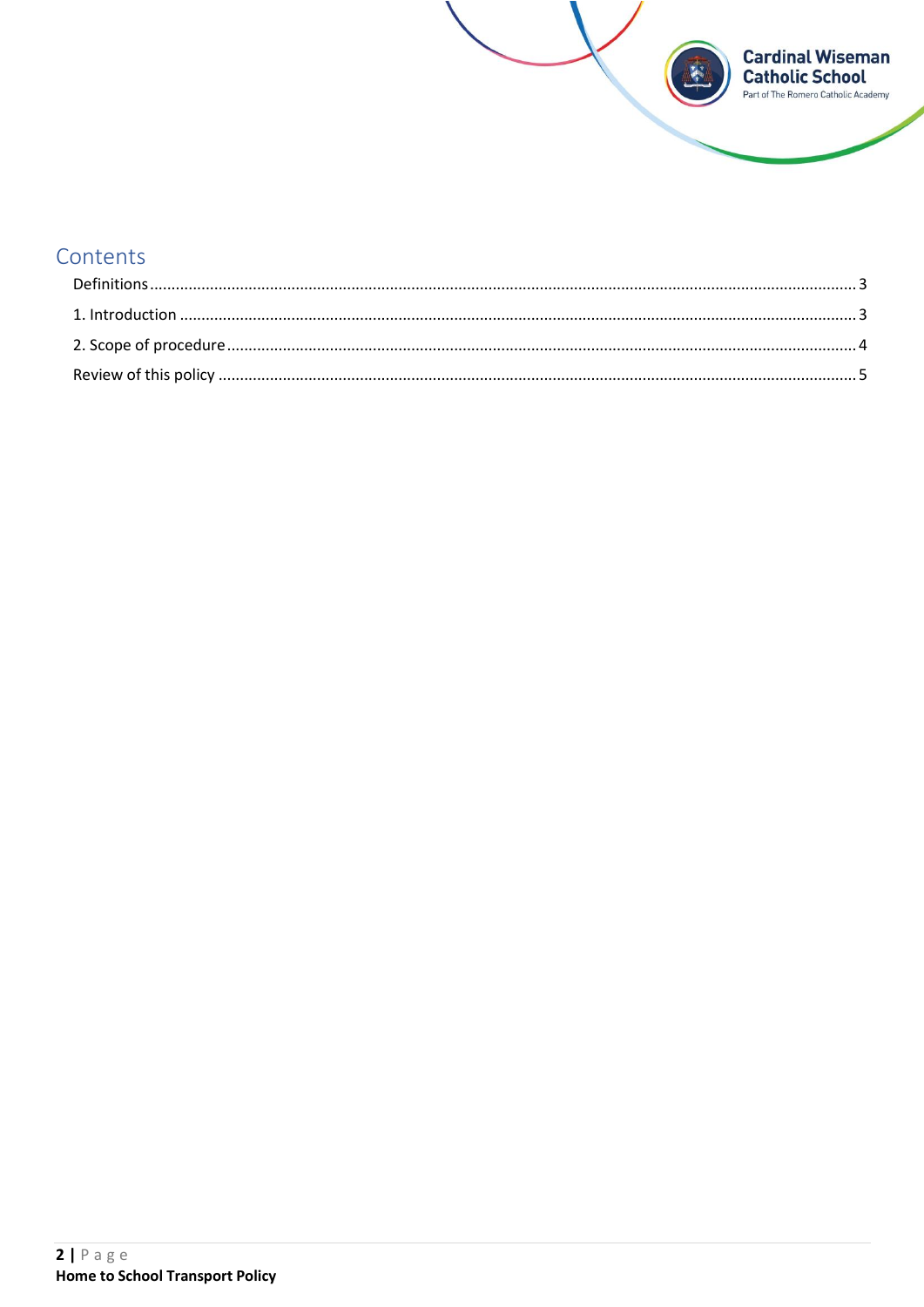## Contents

Definitions ........................................................................................................................................... 3

1. Introduction ........................................................................................................................................... 3

2. Scope of procedure ........................................................................................................................................... 4

Review of this policy ........................................................................................................................................... 5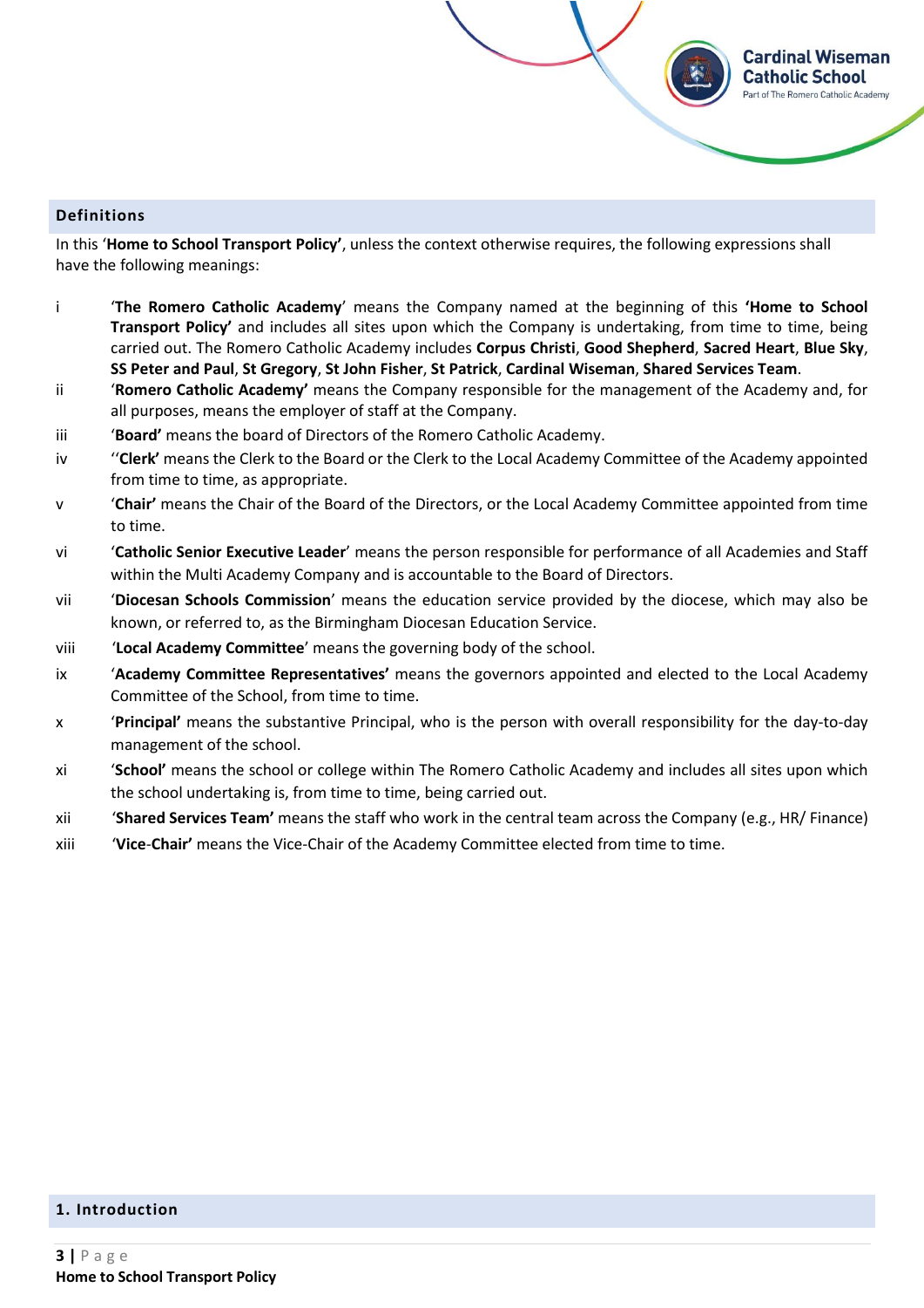## Definitions

In this '**Home to School Transport Policy'**, unless the context otherwise requires, the following expressions shall have the following meanings:

- i '**The Romero Catholic Academy**' means the Company named at the beginning of this **'Home to School Transport Policy'** and includes all sites upon which the Company is undertaking, from time to time, being carried out. The Romero Catholic Academy includes **Corpus Christi**, **Good Shepherd**, **Sacred Heart**, **Blue Sky**, **SS Peter and Paul**, **St Gregory**, **St John Fisher**, **St Patrick**, **Cardinal Wiseman**, **Shared Services Team**.
- ii '**Romero Catholic Academy'** means the Company responsible for the management of the Academy and, for all purposes, means the employer of staff at the Company.
- iii '**Board'** means the board of Directors of the Romero Catholic Academy.
- iv ''**Clerk'** means the Clerk to the Board or the Clerk to the Local Academy Committee of the Academy appointed from time to time, as appropriate.
- v '**Chair'** means the Chair of the Board of the Directors, or the Local Academy Committee appointed from time to time.
- vi '**Catholic Senior Executive Leader**' means the person responsible for performance of all Academies and Staff within the Multi Academy Company and is accountable to the Board of Directors.
- vii '**Diocesan Schools Commission**' means the education service provided by the diocese, which may also be known, or referred to, as the Birmingham Diocesan Education Service.
- viii '**Local Academy Committee**' means the governing body of the school.
- ix '**Academy Committee Representatives'** means the governors appointed and elected to the Local Academy Committee of the School, from time to time.
- x '**Principal'** means the substantive Principal, who is the person with overall responsibility for the day-to-day management of the school.
- xi '**School'** means the school or college within The Romero Catholic Academy and includes all sites upon which the school undertaking is, from time to time, being carried out.
- xii '**Shared Services Team'** means the staff who work in the central team across the Company (e.g., HR/ Finance)
- xiii '**Vice-Chair'** means the Vice-Chair of the Academy Committee elected from time to time.

## 1. Introduction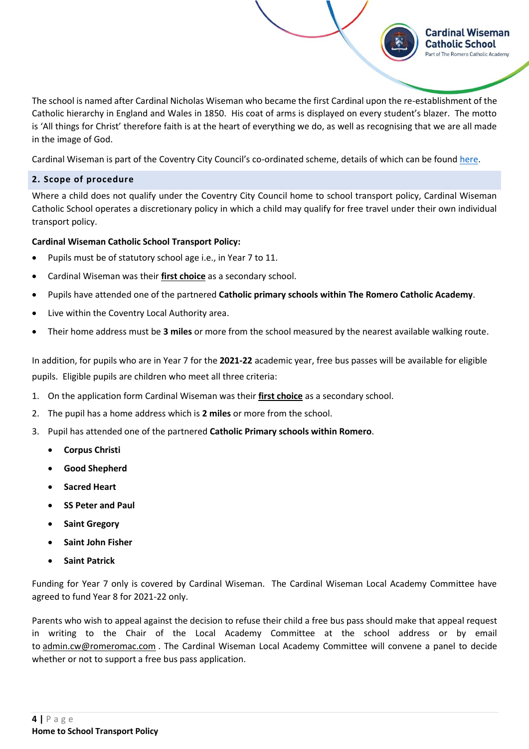The school is named after Cardinal Nicholas Wiseman who became the first Cardinal upon the re-establishment of the Catholic hierarchy in England and Wales in 1850. His coat of arms is displayed on every student's blazer. The motto is 'All things for Christ' therefore faith is at the heart of everything we do, as well as recognising that we are all made in the image of God.

Cardinal Wiseman is part of the Coventry City Council's co-ordinated scheme, details of which can be found here.

## 2. Scope of procedure

Where a child does not qualify under the Coventry City Council home to school transport policy, Cardinal Wiseman Catholic School operates a discretionary policy in which a child may qualify for free travel under their own individual transport policy.

**Cardinal Wiseman Catholic School Transport Policy:**

- Pupils must be of statutory school age i.e., in Year 7 to 11.
- Cardinal Wiseman was their **first choice** as a secondary school.
- Pupils have attended one of the partnered **Catholic primary schools within The Romero Catholic Academy**.
- Live within the Coventry Local Authority area.
- Their home address must be **3 miles** or more from the school measured by the nearest available walking route.

In addition, for pupils who are in Year 7 for the **2021-22** academic year, free bus passes will be available for eligible pupils. Eligible pupils are children who meet all three criteria:

1. On the application form Cardinal Wiseman was their **first choice** as a secondary school.
2. The pupil has a home address which is **2 miles** or more from the school.
3. Pupil has attended one of the partnered **Catholic Primary schools within Romero**.
    - **Corpus Christi**
    - **Good Shepherd**
    - **Sacred Heart**
    - **SS Peter and Paul**
    - **Saint Gregory**
    - **Saint John Fisher**
    - **Saint Patrick**

Funding for Year 7 only is covered by Cardinal Wiseman. The Cardinal Wiseman Local Academy Committee have agreed to fund Year 8 for 2021-22 only.

Parents who wish to appeal against the decision to refuse their child a free bus pass should make that appeal request in writing to the Chair of the Local Academy Committee at the school address or by email to admin.cw@romeromac.com . The Cardinal Wiseman Local Academy Committee will convene a panel to decide whether or not to support a free bus pass application.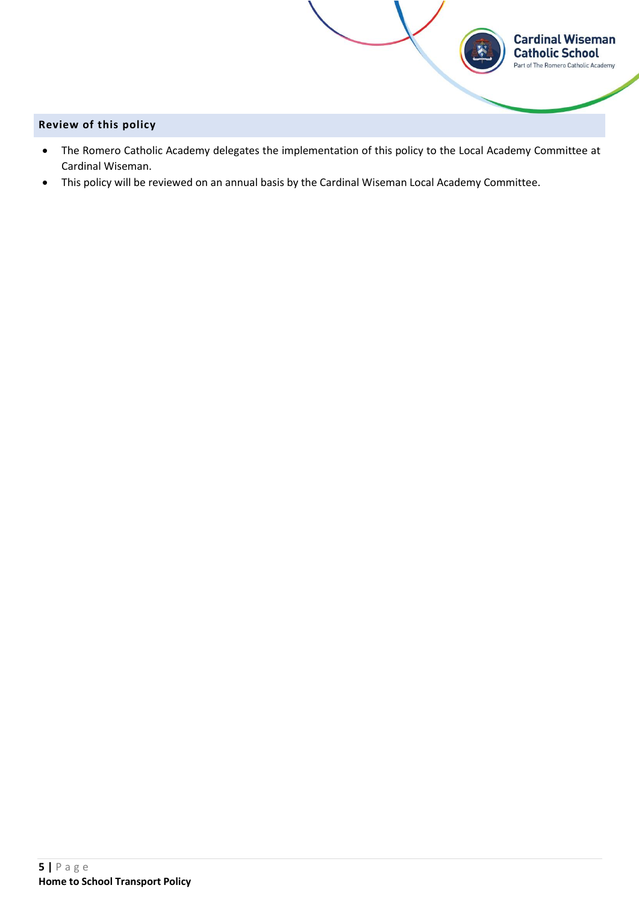## Review of this policy

- The Romero Catholic Academy delegates the implementation of this policy to the Local Academy Committee at Cardinal Wiseman.
- This policy will be reviewed on an annual basis by the Cardinal Wiseman Local Academy Committee.